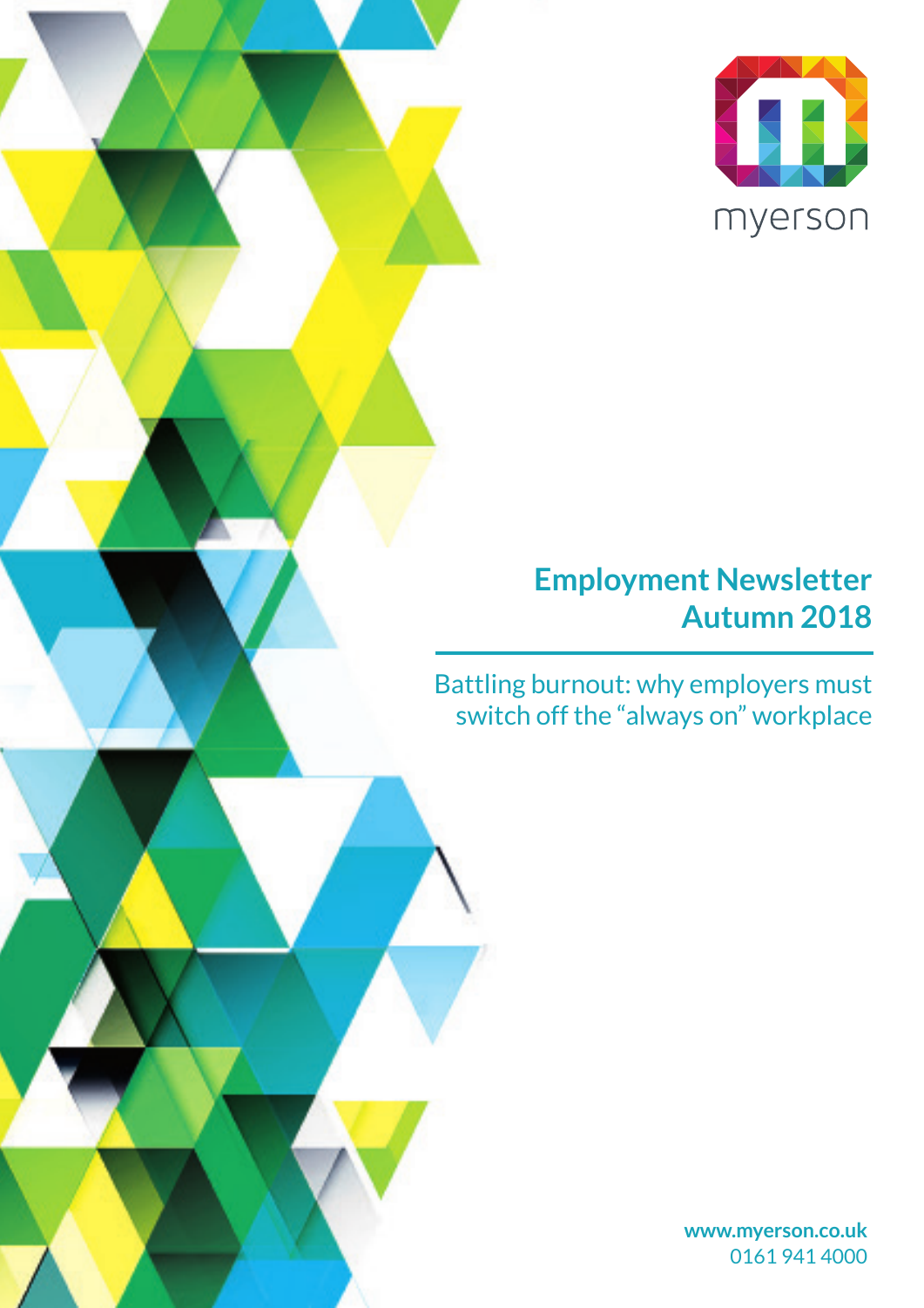myerson

# Employment Newsletter Autumn 2018

Battling burnout: why employers must switch off the "always on" workplace

**www.myerson.co.uk**
0161 941 4000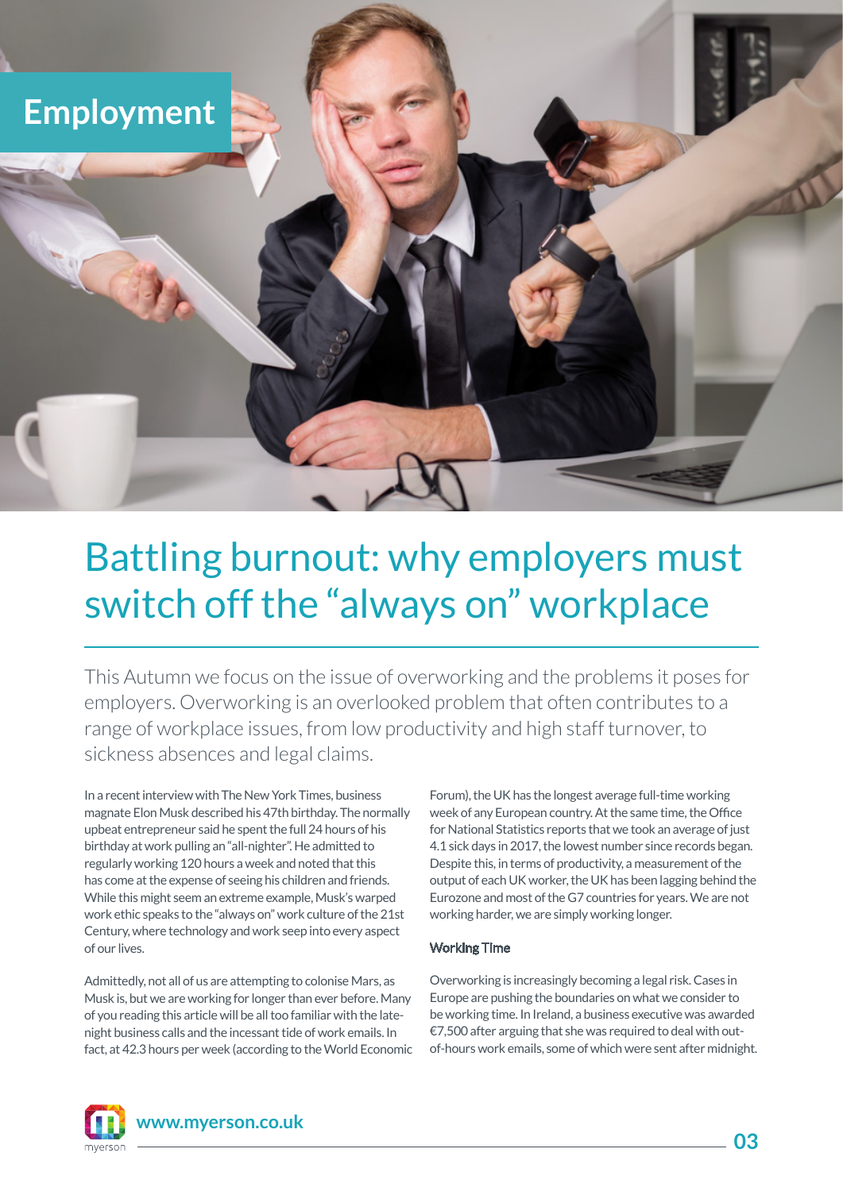# Employment

## Battling burnout: why employers must switch off the "always on" workplace

This Autumn we focus on the issue of overworking and the problems it poses for employers. Overworking is an overlooked problem that often contributes to a range of workplace issues, from low productivity and high staff turnover, to sickness absences and legal claims.

In a recent interview with The New York Times, business magnate Elon Musk described his 47th birthday. The normally upbeat entrepreneur said he spent the full 24 hours of his birthday at work pulling an "all-nighter". He admitted to regularly working 120 hours a week and noted that this has come at the expense of seeing his children and friends. While this might seem an extreme example, Musk's warped work ethic speaks to the "always on" work culture of the 21st Century, where technology and work seep into every aspect of our lives.

Admittedly, not all of us are attempting to colonise Mars, as Musk is, but we are working for longer than ever before. Many of you reading this article will be all too familiar with the late-night business calls and the incessant tide of work emails. In fact, at 42.3 hours per week (according to the World Economic Forum), the UK has the longest average full-time working week of any European country. At the same time, the Office for National Statistics reports that we took an average of just 4.1 sick days in 2017, the lowest number since records began. Despite this, in terms of productivity, a measurement of the output of each UK worker, the UK has been lagging behind the Eurozone and most of the G7 countries for years. We are not working harder, we are simply working longer.

### Working Time

Overworking is increasingly becoming a legal risk. Cases in Europe are pushing the boundaries on what we consider to be working time. In Ireland, a business executive was awarded €7,500 after arguing that she was required to deal with out-of-hours work emails, some of which were sent after midnight.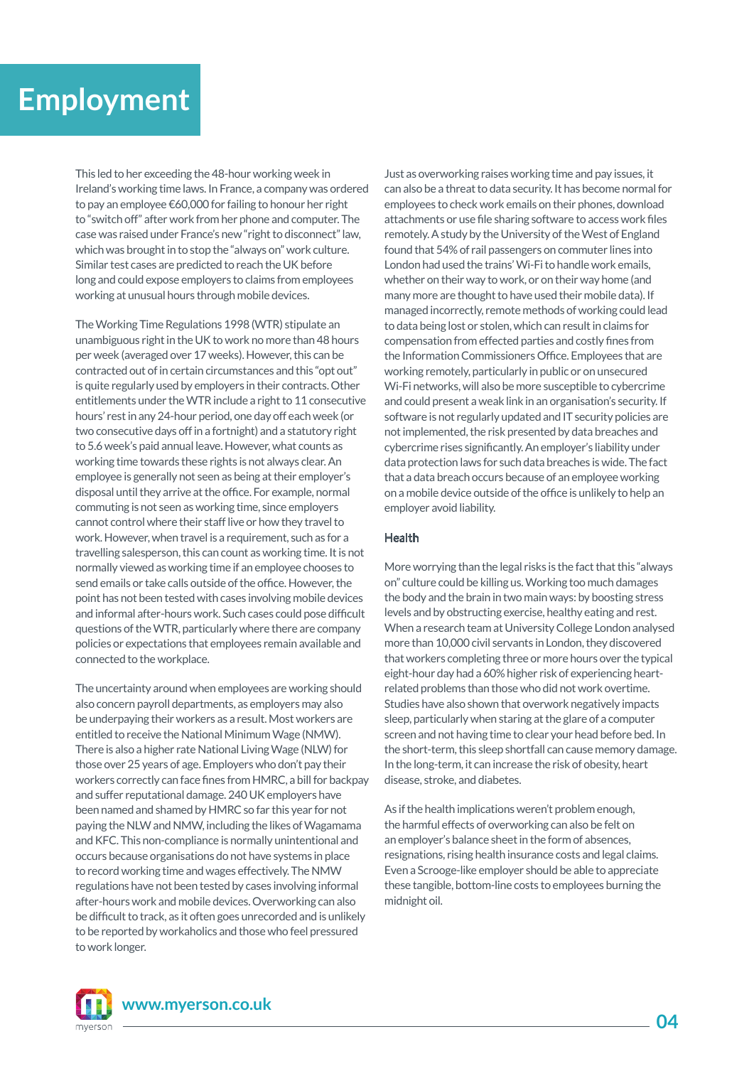# Employment

This led to her exceeding the 48-hour working week in Ireland's working time laws. In France, a company was ordered to pay an employee €60,000 for failing to honour her right to "switch off" after work from her phone and computer. The case was raised under France's new "right to disconnect" law, which was brought in to stop the "always on" work culture. Similar test cases are predicted to reach the UK before long and could expose employers to claims from employees working at unusual hours through mobile devices.

The Working Time Regulations 1998 (WTR) stipulate an unambiguous right in the UK to work no more than 48 hours per week (averaged over 17 weeks). However, this can be contracted out of in certain circumstances and this "opt out" is quite regularly used by employers in their contracts. Other entitlements under the WTR include a right to 11 consecutive hours' rest in any 24-hour period, one day off each week (or two consecutive days off in a fortnight) and a statutory right to 5.6 week's paid annual leave. However, what counts as working time towards these rights is not always clear. An employee is generally not seen as being at their employer's disposal until they arrive at the office. For example, normal commuting is not seen as working time, since employers cannot control where their staff live or how they travel to work. However, when travel is a requirement, such as for a travelling salesperson, this can count as working time. It is not normally viewed as working time if an employee chooses to send emails or take calls outside of the office. However, the point has not been tested with cases involving mobile devices and informal after-hours work. Such cases could pose difficult questions of the WTR, particularly where there are company policies or expectations that employees remain available and connected to the workplace.

The uncertainty around when employees are working should also concern payroll departments, as employers may also be underpaying their workers as a result. Most workers are entitled to receive the National Minimum Wage (NMW). There is also a higher rate National Living Wage (NLW) for those over 25 years of age. Employers who don't pay their workers correctly can face fines from HMRC, a bill for backpay and suffer reputational damage. 240 UK employers have been named and shamed by HMRC so far this year for not paying the NLW and NMW, including the likes of Wagamama and KFC. This non-compliance is normally unintentional and occurs because organisations do not have systems in place to record working time and wages effectively. The NMW regulations have not been tested by cases involving informal after-hours work and mobile devices. Overworking can also be difficult to track, as it often goes unrecorded and is unlikely to be reported by workaholics and those who feel pressured to work longer.

Just as overworking raises working time and pay issues, it can also be a threat to data security. It has become normal for employees to check work emails on their phones, download attachments or use file sharing software to access work files remotely. A study by the University of the West of England found that 54% of rail passengers on commuter lines into London had used the trains' Wi-Fi to handle work emails, whether on their way to work, or on their way home (and many more are thought to have used their mobile data). If managed incorrectly, remote methods of working could lead to data being lost or stolen, which can result in claims for compensation from effected parties and costly fines from the Information Commissioners Office. Employees that are working remotely, particularly in public or on unsecured Wi-Fi networks, will also be more susceptible to cybercrime and could present a weak link in an organisation's security. If software is not regularly updated and IT security policies are not implemented, the risk presented by data breaches and cybercrime rises significantly. An employer's liability under data protection laws for such data breaches is wide. The fact that a data breach occurs because of an employee working on a mobile device outside of the office is unlikely to help an employer avoid liability.

## Health

More worrying than the legal risks is the fact that this "always on" culture could be killing us. Working too much damages the body and the brain in two main ways: by boosting stress levels and by obstructing exercise, healthy eating and rest. When a research team at University College London analysed more than 10,000 civil servants in London, they discovered that workers completing three or more hours over the typical eight-hour day had a 60% higher risk of experiencing heart-related problems than those who did not work overtime. Studies have also shown that overwork negatively impacts sleep, particularly when staring at the glare of a computer screen and not having time to clear your head before bed. In the short-term, this sleep shortfall can cause memory damage. In the long-term, it can increase the risk of obesity, heart disease, stroke, and diabetes.

As if the health implications weren't problem enough, the harmful effects of overworking can also be felt on an employer's balance sheet in the form of absences, resignations, rising health insurance costs and legal claims. Even a Scrooge-like employer should be able to appreciate these tangible, bottom-line costs to employees burning the midnight oil.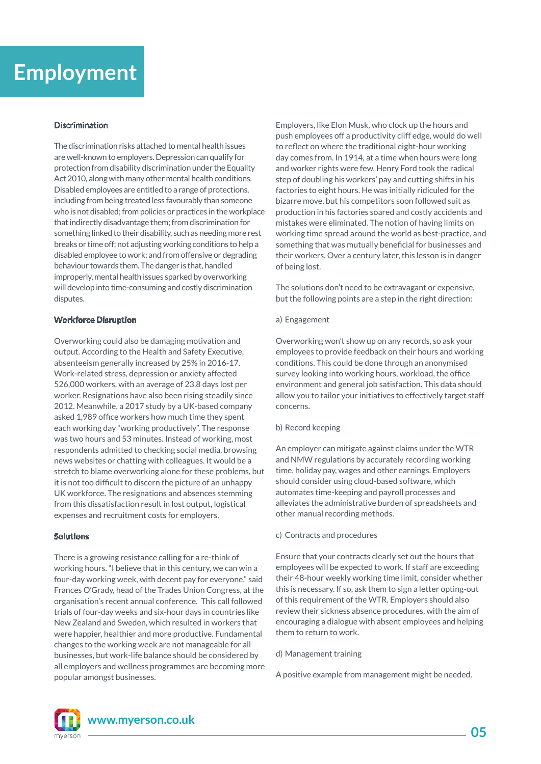# Employment

### Discrimination

The discrimination risks attached to mental health issues are well-known to employers. Depression can qualify for protection from disability discrimination under the Equality Act 2010, along with many other mental health conditions. Disabled employees are entitled to a range of protections, including from being treated less favourably than someone who is not disabled; from policies or practices in the workplace that indirectly disadvantage them; from discrimination for something linked to their disability, such as needing more rest breaks or time off; not adjusting working conditions to help a disabled employee to work; and from offensive or degrading behaviour towards them. The danger is that, handled improperly, mental health issues sparked by overworking will develop into time-consuming and costly discrimination disputes.

### Workforce Disruption

Overworking could also be damaging motivation and output. According to the Health and Safety Executive, absenteeism generally increased by 25% in 2016-17. Work-related stress, depression or anxiety affected 526,000 workers, with an average of 23.8 days lost per worker. Resignations have also been rising steadily since 2012. Meanwhile, a 2017 study by a UK-based company asked 1,989 office workers how much time they spent each working day "working productively". The response was two hours and 53 minutes. Instead of working, most respondents admitted to checking social media, browsing news websites or chatting with colleagues. It would be a stretch to blame overworking alone for these problems, but it is not too difficult to discern the picture of an unhappy UK workforce. The resignations and absences stemming from this dissatisfaction result in lost output, logistical expenses and recruitment costs for employers.

### Solutions

There is a growing resistance calling for a re-think of working hours. "I believe that in this century, we can win a four-day working week, with decent pay for everyone," said Frances O'Grady, head of the Trades Union Congress, at the organisation's recent annual conference. This call followed trials of four-day weeks and six-hour days in countries like New Zealand and Sweden, which resulted in workers that were happier, healthier and more productive. Fundamental changes to the working week are not manageable for all businesses, but work-life balance should be considered by all employers and wellness programmes are becoming more popular amongst businesses.

Employers, like Elon Musk, who clock up the hours and push employees off a productivity cliff edge, would do well to reflect on where the traditional eight-hour working day comes from. In 1914, at a time when hours were long and worker rights were few, Henry Ford took the radical step of doubling his workers' pay and cutting shifts in his factories to eight hours. He was initially ridiculed for the bizarre move, but his competitors soon followed suit as production in his factories soared and costly accidents and mistakes were eliminated. The notion of having limits on working time spread around the world as best-practice, and something that was mutually beneficial for businesses and their workers. Over a century later, this lesson is in danger of being lost.

The solutions don't need to be extravagant or expensive, but the following points are a step in the right direction:

a) Engagement

Overworking won't show up on any records, so ask your employees to provide feedback on their hours and working conditions. This could be done through an anonymised survey looking into working hours, workload, the office environment and general job satisfaction. This data should allow you to tailor your initiatives to effectively target staff concerns.

b) Record keeping

An employer can mitigate against claims under the WTR and NMW regulations by accurately recording working time, holiday pay, wages and other earnings. Employers should consider using cloud-based software, which automates time-keeping and payroll processes and alleviates the administrative burden of spreadsheets and other manual recording methods.

c) Contracts and procedures

Ensure that your contracts clearly set out the hours that employees will be expected to work. If staff are exceeding their 48-hour weekly working time limit, consider whether this is necessary. If so, ask them to sign a letter opting-out of this requirement of the WTR. Employers should also review their sickness absence procedures, with the aim of encouraging a dialogue with absent employees and helping them to return to work.

d) Management training

A positive example from management might be needed.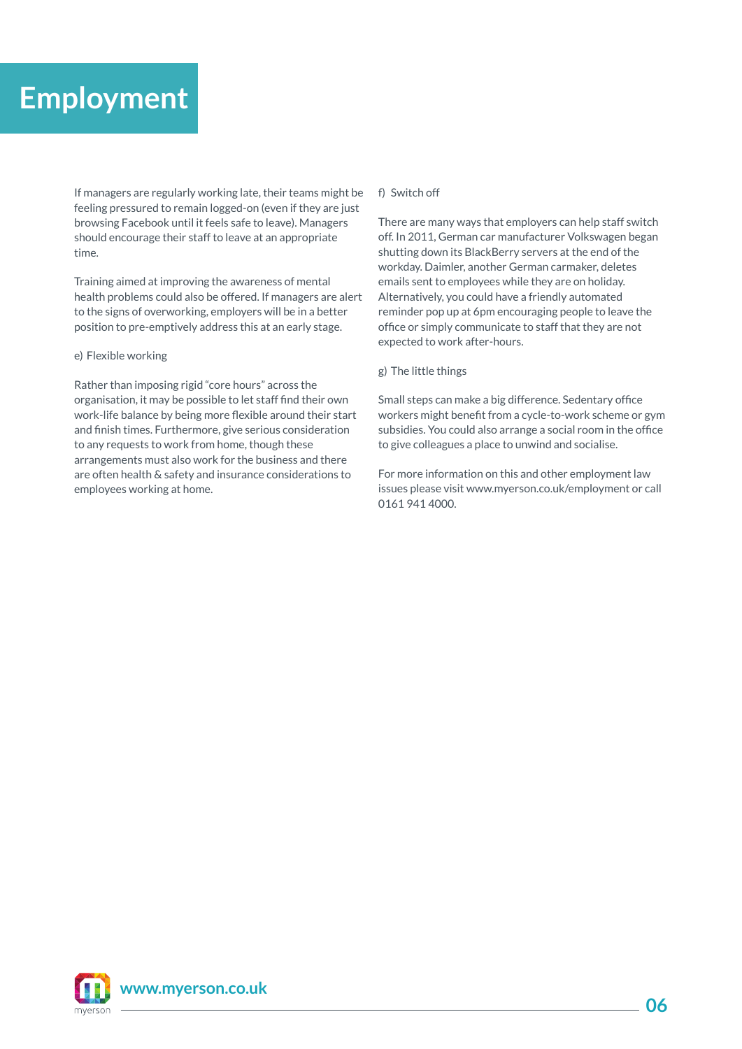# Employment

If managers are regularly working late, their teams might be feeling pressured to remain logged-on (even if they are just browsing Facebook until it feels safe to leave). Managers should encourage their staff to leave at an appropriate time.

Training aimed at improving the awareness of mental health problems could also be offered. If managers are alert to the signs of overworking, employers will be in a better position to pre-emptively address this at an early stage.

e) Flexible working

Rather than imposing rigid "core hours" across the organisation, it may be possible to let staff find their own work-life balance by being more flexible around their start and finish times. Furthermore, give serious consideration to any requests to work from home, though these arrangements must also work for the business and there are often health & safety and insurance considerations to employees working at home.

f) Switch off

There are many ways that employers can help staff switch off. In 2011, German car manufacturer Volkswagen began shutting down its BlackBerry servers at the end of the workday. Daimler, another German carmaker, deletes emails sent to employees while they are on holiday. Alternatively, you could have a friendly automated reminder pop up at 6pm encouraging people to leave the office or simply communicate to staff that they are not expected to work after-hours.

g) The little things

Small steps can make a big difference. Sedentary office workers might benefit from a cycle-to-work scheme or gym subsidies. You could also arrange a social room in the office to give colleagues a place to unwind and socialise.

For more information on this and other employment law issues please visit www.myerson.co.uk/employment or call 0161 941 4000.